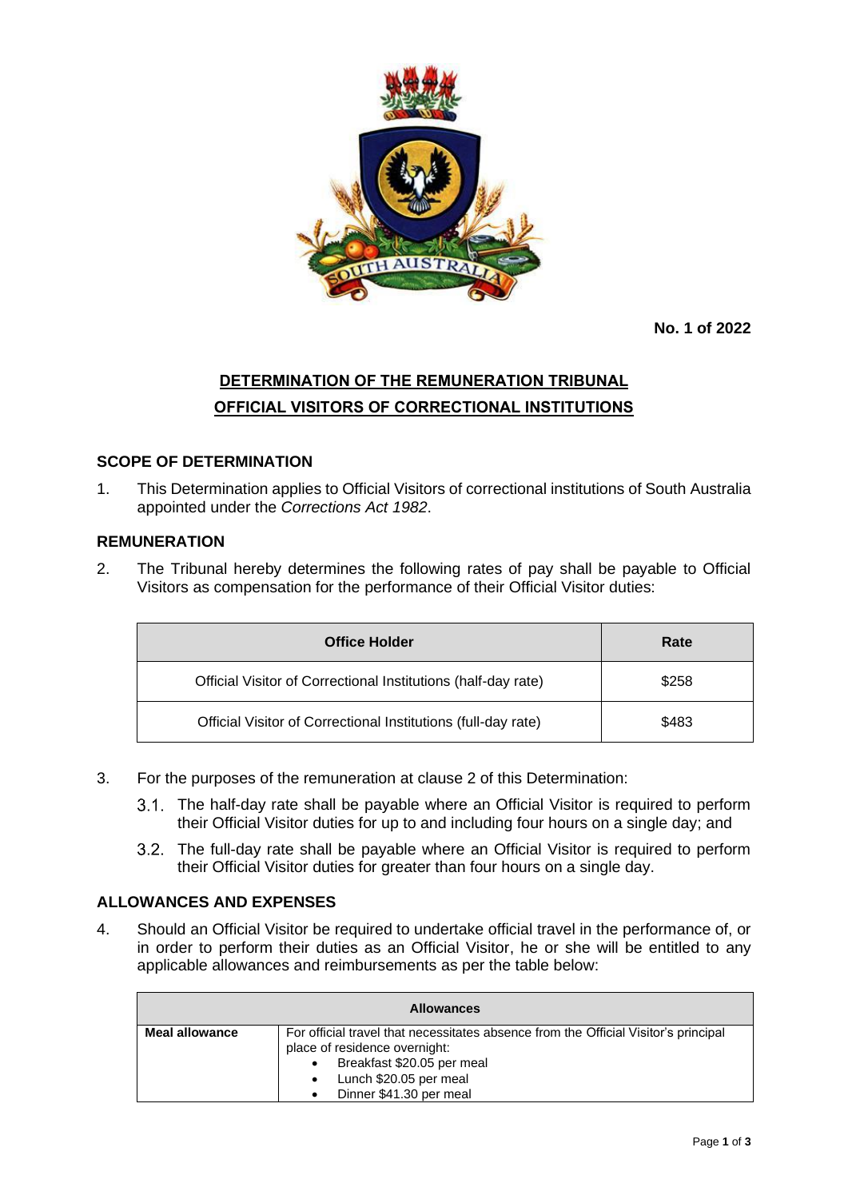**No. 1 of 2022**

# DETERMINATION OF THE REMUNERATION TRIBUNAL
# OFFICIAL VISITORS OF CORRECTIONAL INSTITUTIONS

## SCOPE OF DETERMINATION

1. This Determination applies to Official Visitors of correctional institutions of South Australia appointed under the *Corrections Act 1982*.

## REMUNERATION

2. The Tribunal hereby determines the following rates of pay shall be payable to Official Visitors as compensation for the performance of their Official Visitor duties:

| Office Holder | Rate |
|---|---|
| Official Visitor of Correctional Institutions (half-day rate) | $258 |
| Official Visitor of Correctional Institutions (full-day rate) | $483 |

3. For the purposes of the remuneration at clause 2 of this Determination:

   3.1. The half-day rate shall be payable where an Official Visitor is required to perform their Official Visitor duties for up to and including four hours on a single day; and

   3.2. The full-day rate shall be payable where an Official Visitor is required to perform their Official Visitor duties for greater than four hours on a single day.

## ALLOWANCES AND EXPENSES

4. Should an Official Visitor be required to undertake official travel in the performance of, or in order to perform their duties as an Official Visitor, he or she will be entitled to any applicable allowances and reimbursements as per the table below:

| Allowances | |
|---|---|
| **Meal allowance** | For official travel that necessitates absence from the Official Visitor's principal place of residence overnight: <br> • Breakfast $20.05 per meal <br> • Lunch $20.05 per meal <br> • Dinner $41.30 per meal |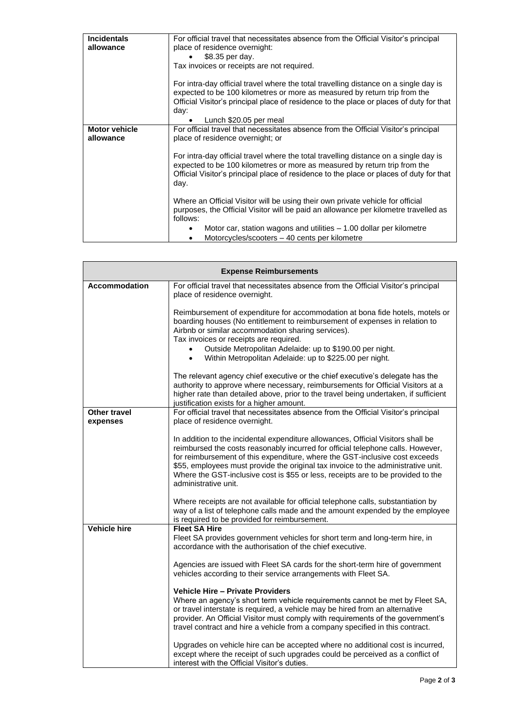| | |
|---|---|
| **Incidentals allowance** | For official travel that necessitates absence from the Official Visitor's principal place of residence overnight:<br>• $8.35 per day.<br>Tax invoices or receipts are not required.<br><br>For intra-day official travel where the total travelling distance on a single day is expected to be 100 kilometres or more as measured by return trip from the Official Visitor's principal place of residence to the place or places of duty for that day:<br>• Lunch $20.05 per meal |
| **Motor vehicle allowance** | For official travel that necessitates absence from the Official Visitor's principal place of residence overnight; or<br><br>For intra-day official travel where the total travelling distance on a single day is expected to be 100 kilometres or more as measured by return trip from the Official Visitor's principal place of residence to the place or places of duty for that day.<br><br>Where an Official Visitor will be using their own private vehicle for official purposes, the Official Visitor will be paid an allowance per kilometre travelled as follows:<br>• Motor car, station wagons and utilities – 1.00 dollar per kilometre<br>• Motorcycles/scooters – 40 cents per kilometre |

| **Expense Reimbursements** | |
|---|---|
| **Accommodation** | For official travel that necessitates absence from the Official Visitor's principal place of residence overnight.<br><br>Reimbursement of expenditure for accommodation at bona fide hotels, motels or boarding houses (No entitlement to reimbursement of expenses in relation to Airbnb or similar accommodation sharing services).<br>Tax invoices or receipts are required.<br>• Outside Metropolitan Adelaide: up to $190.00 per night.<br>• Within Metropolitan Adelaide: up to $225.00 per night.<br><br>The relevant agency chief executive or the chief executive's delegate has the authority to approve where necessary, reimbursements for Official Visitors at a higher rate than detailed above, prior to the travel being undertaken, if sufficient justification exists for a higher amount. |
| **Other travel expenses** | For official travel that necessitates absence from the Official Visitor's principal place of residence overnight.<br><br>In addition to the incidental expenditure allowances, Official Visitors shall be reimbursed the costs reasonably incurred for official telephone calls. However, for reimbursement of this expenditure, where the GST-inclusive cost exceeds $55, employees must provide the original tax invoice to the administrative unit. Where the GST-inclusive cost is $55 or less, receipts are to be provided to the administrative unit.<br><br>Where receipts are not available for official telephone calls, substantiation by way of a list of telephone calls made and the amount expended by the employee is required to be provided for reimbursement. |
| **Vehicle hire** | **Fleet SA Hire**<br>Fleet SA provides government vehicles for short term and long-term hire, in accordance with the authorisation of the chief executive.<br><br>Agencies are issued with Fleet SA cards for the short-term hire of government vehicles according to their service arrangements with Fleet SA.<br><br>**Vehicle Hire – Private Providers**<br>Where an agency's short term vehicle requirements cannot be met by Fleet SA, or travel interstate is required, a vehicle may be hired from an alternative provider. An Official Visitor must comply with requirements of the government's travel contract and hire a vehicle from a company specified in this contract.<br><br>Upgrades on vehicle hire can be accepted where no additional cost is incurred, except where the receipt of such upgrades could be perceived as a conflict of interest with the Official Visitor's duties. |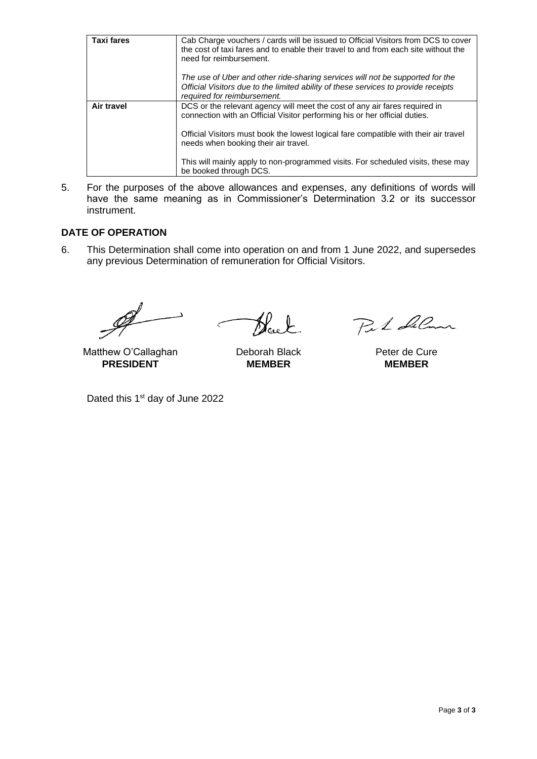| | |
|---|---|
| **Taxi fares** | Cab Charge vouchers / cards will be issued to Official Visitors from DCS to cover the cost of taxi fares and to enable their travel to and from each site without the need for reimbursement.<br><br>*The use of Uber and other ride-sharing services will not be supported for the Official Visitors due to the limited ability of these services to provide receipts required for reimbursement.* |
| **Air travel** | DCS or the relevant agency will meet the cost of any air fares required in connection with an Official Visitor performing his or her official duties.<br><br>Official Visitors must book the lowest logical fare compatible with their air travel needs when booking their air travel.<br><br>This will mainly apply to non-programmed visits. For scheduled visits, these may be booked through DCS. |

5. For the purposes of the above allowances and expenses, any definitions of words will have the same meaning as in Commissioner's Determination 3.2 or its successor instrument.

## DATE OF OPERATION

6. This Determination shall come into operation on and from 1 June 2022, and supersedes any previous Determination of remuneration for Official Visitors.

Matthew O'Callaghan
**PRESIDENT**

Deborah Black
**MEMBER**

Peter de Cure
**MEMBER**

Dated this 1st day of June 2022